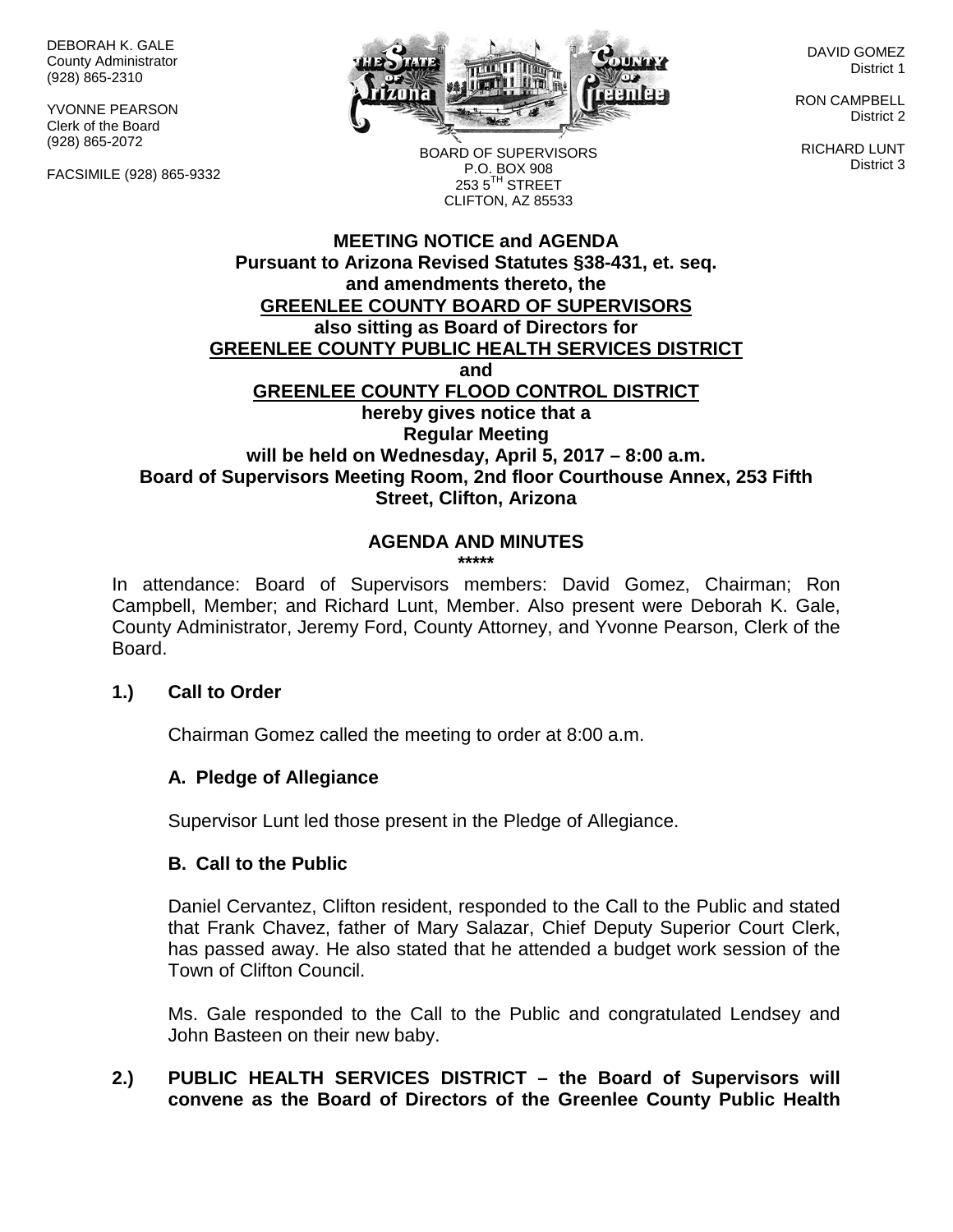DEBORAH K. GALE
County Administrator
(928) 865-2310

YVONNE PEARSON
Clerk of the Board
(928) 865-2072

FACSIMILE (928) 865-9332

BOARD OF SUPERVISORS
P.O. BOX 908
253 5TH STREET
CLIFTON, AZ 85533

DAVID GOMEZ
District 1

RON CAMPBELL
District 2

RICHARD LUNT
District 3

**MEETING NOTICE and AGENDA**
**Pursuant to Arizona Revised Statutes §38-431, et. seq.**
**and amendments thereto, the**
**GREENLEE COUNTY BOARD OF SUPERVISORS**
**also sitting as Board of Directors for**
**GREENLEE COUNTY PUBLIC HEALTH SERVICES DISTRICT**
**and**
**GREENLEE COUNTY FLOOD CONTROL DISTRICT**
**hereby gives notice that a**
**Regular Meeting**
**will be held on Wednesday, April 5, 2017 – 8:00 a.m.**
**Board of Supervisors Meeting Room, 2nd floor Courthouse Annex, 253 Fifth Street, Clifton, Arizona**

**AGENDA AND MINUTES**
**\*\*\*\*\***

In attendance: Board of Supervisors members: David Gomez, Chairman; Ron Campbell, Member; and Richard Lunt, Member. Also present were Deborah K. Gale, County Administrator, Jeremy Ford, County Attorney, and Yvonne Pearson, Clerk of the Board.

**1.) Call to Order**

Chairman Gomez called the meeting to order at 8:00 a.m.

**A. Pledge of Allegiance**

Supervisor Lunt led those present in the Pledge of Allegiance.

**B. Call to the Public**

Daniel Cervantez, Clifton resident, responded to the Call to the Public and stated that Frank Chavez, father of Mary Salazar, Chief Deputy Superior Court Clerk, has passed away. He also stated that he attended a budget work session of the Town of Clifton Council.

Ms. Gale responded to the Call to the Public and congratulated Lendsey and John Basteen on their new baby.

**2.) PUBLIC HEALTH SERVICES DISTRICT – the Board of Supervisors will convene as the Board of Directors of the Greenlee County Public Health**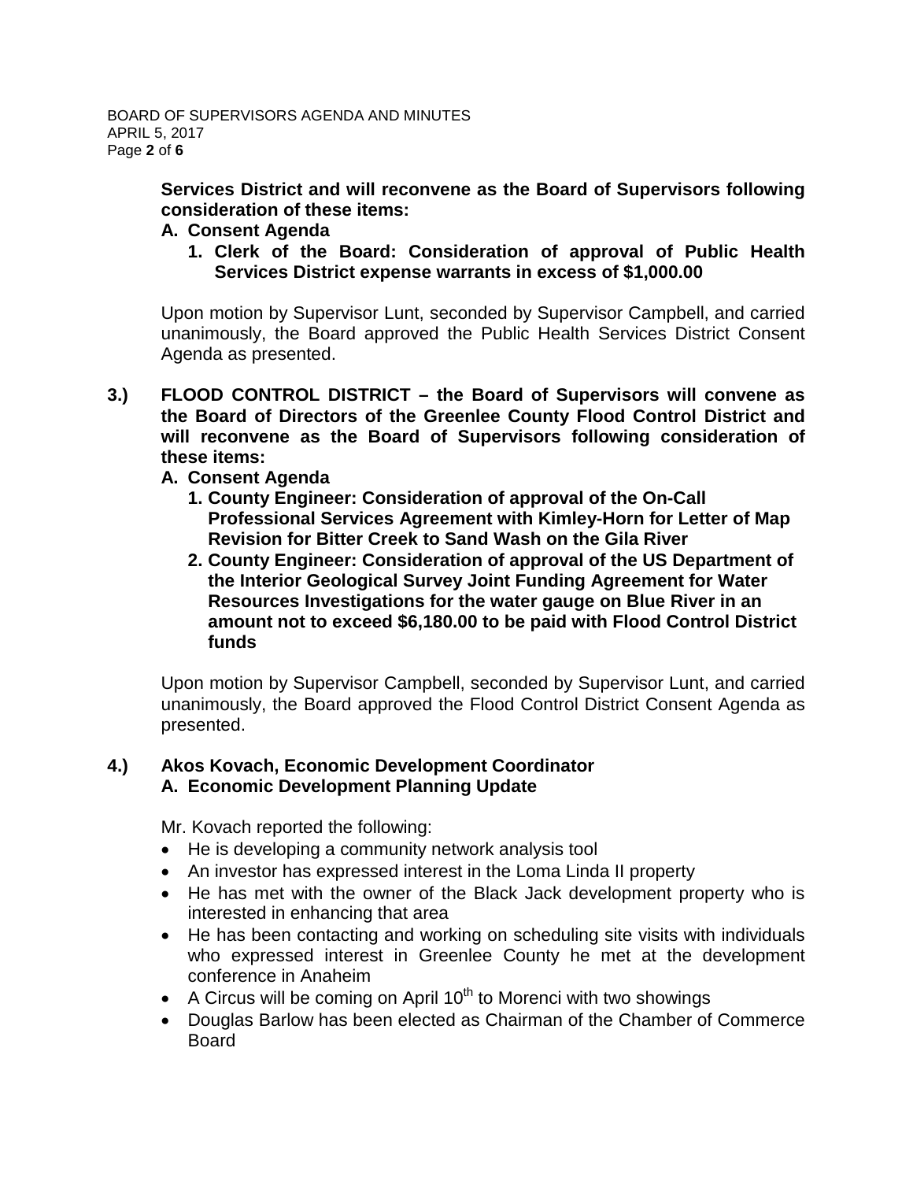**Services District and will reconvene as the Board of Supervisors following consideration of these items:**

**A. Consent Agenda**

1. **Clerk of the Board: Consideration of approval of Public Health Services District expense warrants in excess of $1,000.00**

Upon motion by Supervisor Lunt, seconded by Supervisor Campbell, and carried unanimously, the Board approved the Public Health Services District Consent Agenda as presented.

**3.) FLOOD CONTROL DISTRICT – the Board of Supervisors will convene as the Board of Directors of the Greenlee County Flood Control District and will reconvene as the Board of Supervisors following consideration of these items:**

**A. Consent Agenda**

1. **County Engineer: Consideration of approval of the On-Call Professional Services Agreement with Kimley-Horn for Letter of Map Revision for Bitter Creek to Sand Wash on the Gila River**
2. **County Engineer: Consideration of approval of the US Department of the Interior Geological Survey Joint Funding Agreement for Water Resources Investigations for the water gauge on Blue River in an amount not to exceed $6,180.00 to be paid with Flood Control District funds**

Upon motion by Supervisor Campbell, seconded by Supervisor Lunt, and carried unanimously, the Board approved the Flood Control District Consent Agenda as presented.

**4.) Akos Kovach, Economic Development Coordinator**

**A. Economic Development Planning Update**

Mr. Kovach reported the following:

- He is developing a community network analysis tool
- An investor has expressed interest in the Loma Linda II property
- He has met with the owner of the Black Jack development property who is interested in enhancing that area
- He has been contacting and working on scheduling site visits with individuals who expressed interest in Greenlee County he met at the development conference in Anaheim
- A Circus will be coming on April 10th to Morenci with two showings
- Douglas Barlow has been elected as Chairman of the Chamber of Commerce Board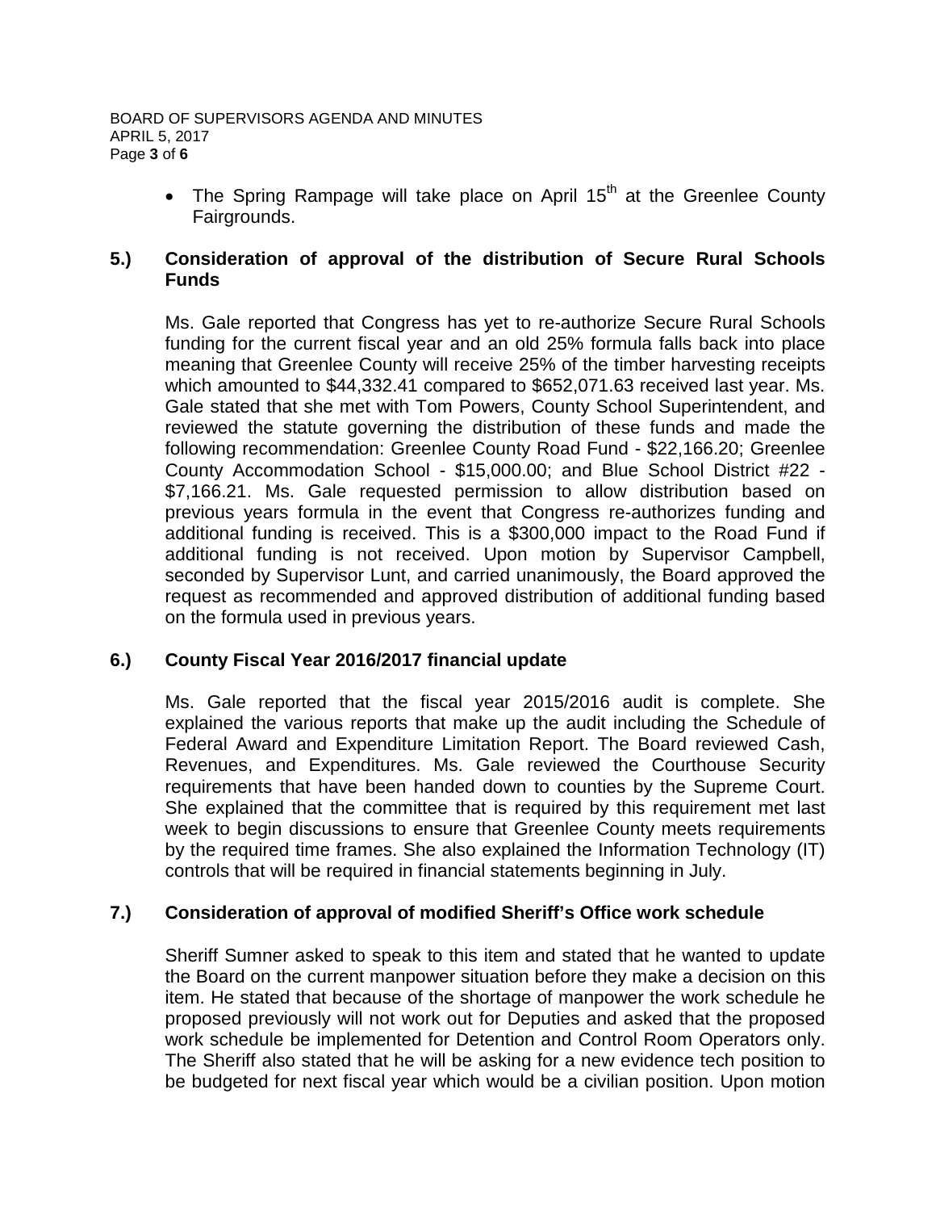- The Spring Rampage will take place on April 15th at the Greenlee County Fairgrounds.

**5.) Consideration of approval of the distribution of Secure Rural Schools Funds**

Ms. Gale reported that Congress has yet to re-authorize Secure Rural Schools funding for the current fiscal year and an old 25% formula falls back into place meaning that Greenlee County will receive 25% of the timber harvesting receipts which amounted to $44,332.41 compared to $652,071.63 received last year. Ms. Gale stated that she met with Tom Powers, County School Superintendent, and reviewed the statute governing the distribution of these funds and made the following recommendation: Greenlee County Road Fund - $22,166.20; Greenlee County Accommodation School - $15,000.00; and Blue School District #22 - $7,166.21. Ms. Gale requested permission to allow distribution based on previous years formula in the event that Congress re-authorizes funding and additional funding is received. This is a $300,000 impact to the Road Fund if additional funding is not received. Upon motion by Supervisor Campbell, seconded by Supervisor Lunt, and carried unanimously, the Board approved the request as recommended and approved distribution of additional funding based on the formula used in previous years.

**6.) County Fiscal Year 2016/2017 financial update**

Ms. Gale reported that the fiscal year 2015/2016 audit is complete. She explained the various reports that make up the audit including the Schedule of Federal Award and Expenditure Limitation Report. The Board reviewed Cash, Revenues, and Expenditures. Ms. Gale reviewed the Courthouse Security requirements that have been handed down to counties by the Supreme Court. She explained that the committee that is required by this requirement met last week to begin discussions to ensure that Greenlee County meets requirements by the required time frames. She also explained the Information Technology (IT) controls that will be required in financial statements beginning in July.

**7.) Consideration of approval of modified Sheriff's Office work schedule**

Sheriff Sumner asked to speak to this item and stated that he wanted to update the Board on the current manpower situation before they make a decision on this item. He stated that because of the shortage of manpower the work schedule he proposed previously will not work out for Deputies and asked that the proposed work schedule be implemented for Detention and Control Room Operators only. The Sheriff also stated that he will be asking for a new evidence tech position to be budgeted for next fiscal year which would be a civilian position. Upon motion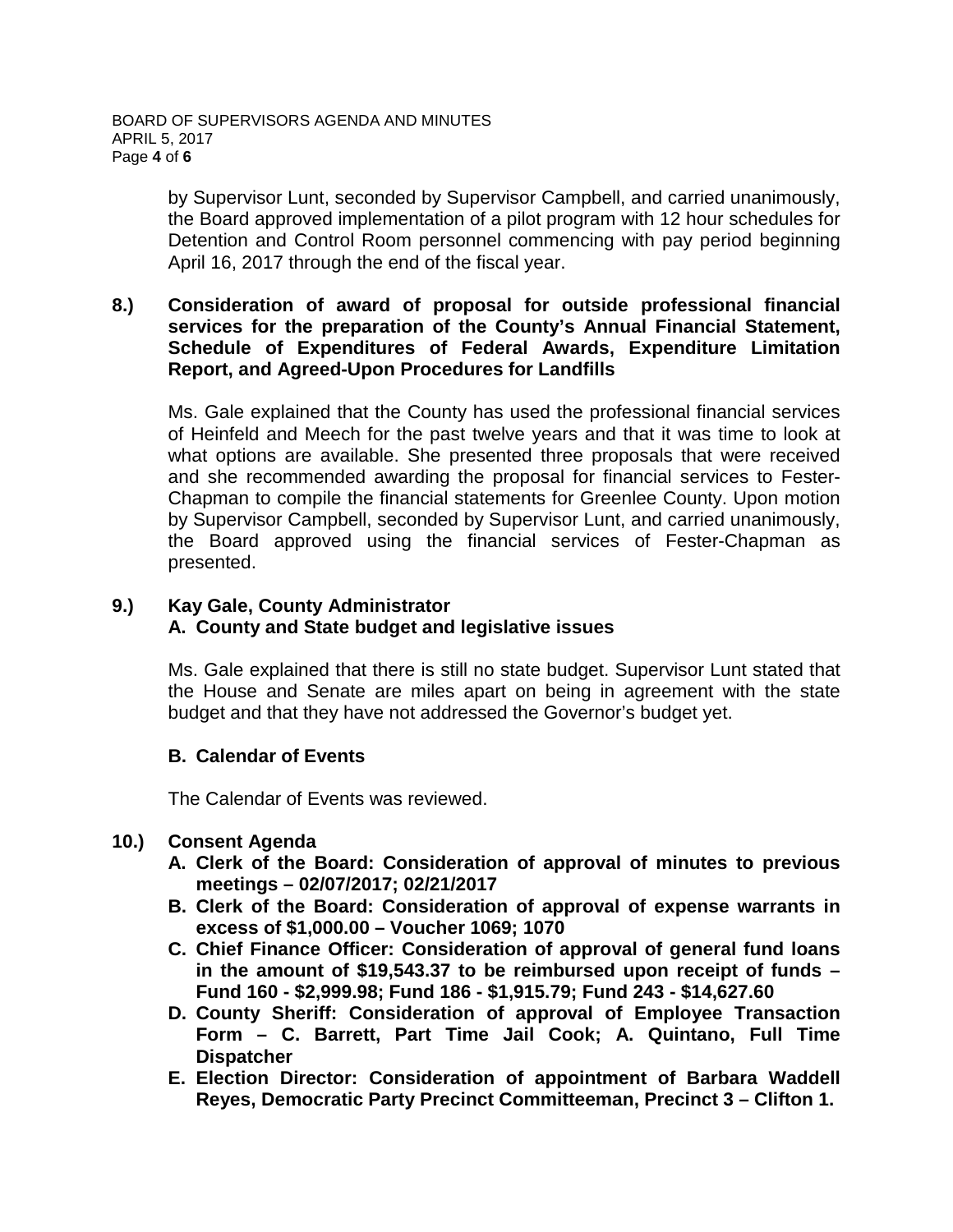by Supervisor Lunt, seconded by Supervisor Campbell, and carried unanimously, the Board approved implementation of a pilot program with 12 hour schedules for Detention and Control Room personnel commencing with pay period beginning April 16, 2017 through the end of the fiscal year.

**8.) Consideration of award of proposal for outside professional financial services for the preparation of the County's Annual Financial Statement, Schedule of Expenditures of Federal Awards, Expenditure Limitation Report, and Agreed-Upon Procedures for Landfills**

Ms. Gale explained that the County has used the professional financial services of Heinfeld and Meech for the past twelve years and that it was time to look at what options are available. She presented three proposals that were received and she recommended awarding the proposal for financial services to Fester-Chapman to compile the financial statements for Greenlee County. Upon motion by Supervisor Campbell, seconded by Supervisor Lunt, and carried unanimously, the Board approved using the financial services of Fester-Chapman as presented.

**9.) Kay Gale, County Administrator**
**A. County and State budget and legislative issues**

Ms. Gale explained that there is still no state budget. Supervisor Lunt stated that the House and Senate are miles apart on being in agreement with the state budget and that they have not addressed the Governor's budget yet.

**B. Calendar of Events**

The Calendar of Events was reviewed.

**10.) Consent Agenda**

- **A. Clerk of the Board: Consideration of approval of minutes to previous meetings – 02/07/2017; 02/21/2017**
- **B. Clerk of the Board: Consideration of approval of expense warrants in excess of $1,000.00 – Voucher 1069; 1070**
- **C. Chief Finance Officer: Consideration of approval of general fund loans in the amount of $19,543.37 to be reimbursed upon receipt of funds – Fund 160 - $2,999.98; Fund 186 - $1,915.79; Fund 243 - $14,627.60**
- **D. County Sheriff: Consideration of approval of Employee Transaction Form – C. Barrett, Part Time Jail Cook; A. Quintano, Full Time Dispatcher**
- **E. Election Director: Consideration of appointment of Barbara Waddell Reyes, Democratic Party Precinct Committeeman, Precinct 3 – Clifton 1.**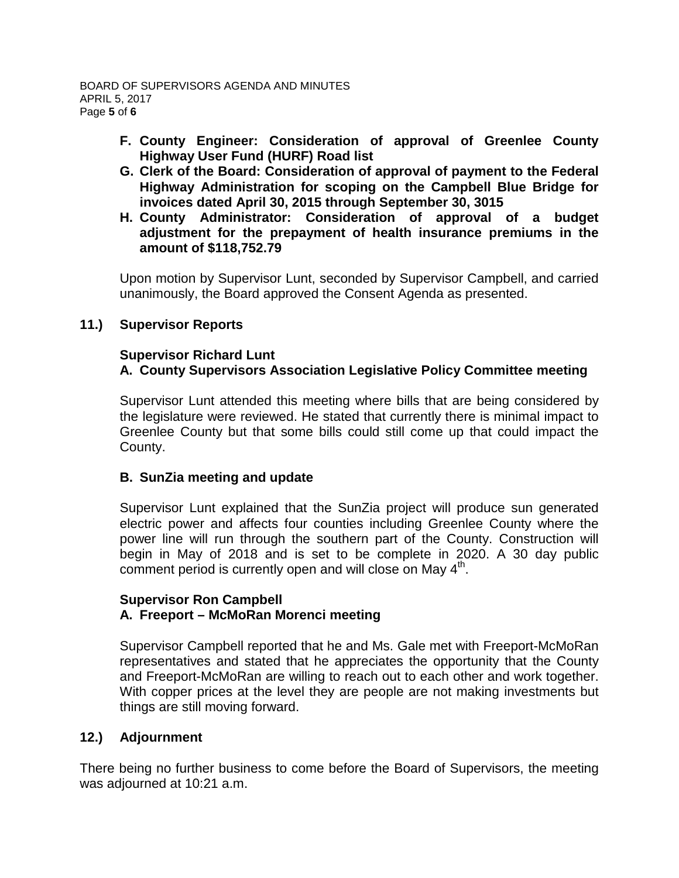**F. County Engineer: Consideration of approval of Greenlee County Highway User Fund (HURF) Road list**

**G. Clerk of the Board: Consideration of approval of payment to the Federal Highway Administration for scoping on the Campbell Blue Bridge for invoices dated April 30, 2015 through September 30, 3015**

**H. County Administrator: Consideration of approval of a budget adjustment for the prepayment of health insurance premiums in the amount of $118,752.79**

Upon motion by Supervisor Lunt, seconded by Supervisor Campbell, and carried unanimously, the Board approved the Consent Agenda as presented.

## 11.) Supervisor Reports

### Supervisor Richard Lunt

#### A. County Supervisors Association Legislative Policy Committee meeting

Supervisor Lunt attended this meeting where bills that are being considered by the legislature were reviewed. He stated that currently there is minimal impact to Greenlee County but that some bills could still come up that could impact the County.

#### B. SunZia meeting and update

Supervisor Lunt explained that the SunZia project will produce sun generated electric power and affects four counties including Greenlee County where the power line will run through the southern part of the County. Construction will begin in May of 2018 and is set to be complete in 2020. A 30 day public comment period is currently open and will close on May 4th.

### Supervisor Ron Campbell

#### A. Freeport – McMoRan Morenci meeting

Supervisor Campbell reported that he and Ms. Gale met with Freeport-McMoRan representatives and stated that he appreciates the opportunity that the County and Freeport-McMoRan are willing to reach out to each other and work together. With copper prices at the level they are people are not making investments but things are still moving forward.

## 12.) Adjournment

There being no further business to come before the Board of Supervisors, the meeting was adjourned at 10:21 a.m.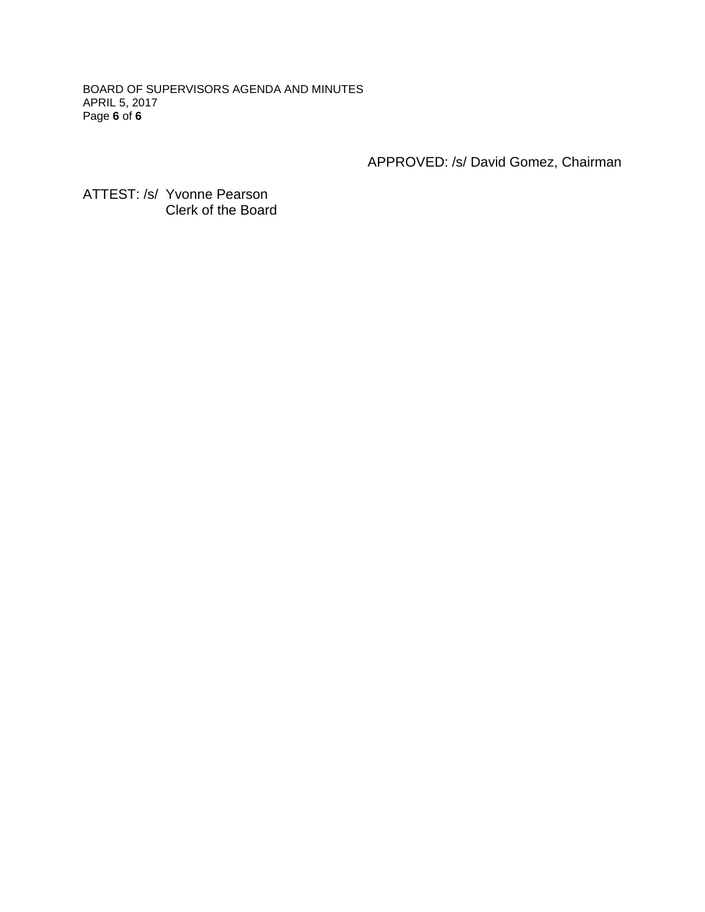APPROVED: /s/ David Gomez, Chairman

ATTEST: /s/ Yvonne Pearson
Clerk of the Board